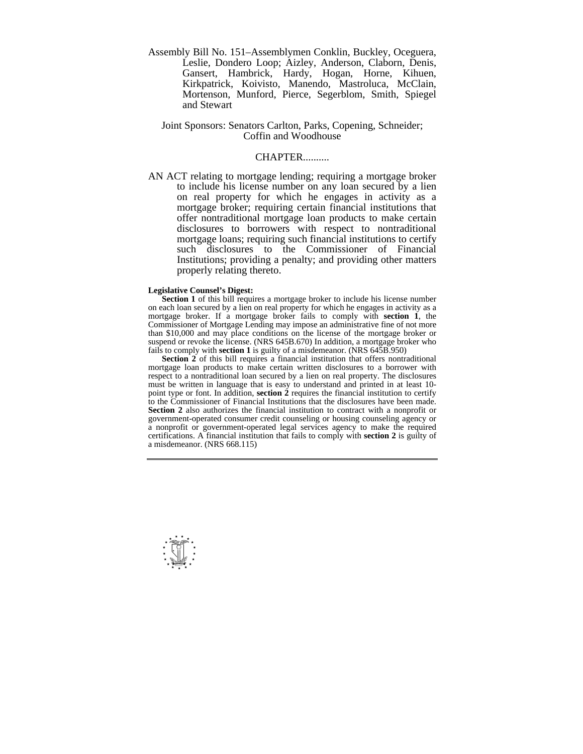Assembly Bill No. 151–Assemblymen Conklin, Buckley, Oceguera, Leslie, Dondero Loop; Aizley, Anderson, Claborn, Denis, Gansert, Hambrick, Hardy, Hogan, Horne, Kihuen, Kirkpatrick, Koivisto, Manendo, Mastroluca, McClain, Mortenson, Munford, Pierce, Segerblom, Smith, Spiegel and Stewart

Joint Sponsors: Senators Carlton, Parks, Copening, Schneider; Coffin and Woodhouse

CHAPTER..........

AN ACT relating to mortgage lending; requiring a mortgage broker to include his license number on any loan secured by a lien on real property for which he engages in activity as a mortgage broker; requiring certain financial institutions that offer nontraditional mortgage loan products to make certain disclosures to borrowers with respect to nontraditional mortgage loans; requiring such financial institutions to certify such disclosures to the Commissioner of Financial Institutions; providing a penalty; and providing other matters properly relating thereto.

**Legislative Counsel's Digest:**

**Section 1** of this bill requires a mortgage broker to include his license number on each loan secured by a lien on real property for which he engages in activity as a mortgage broker. If a mortgage broker fails to comply with **section 1**, the Commissioner of Mortgage Lending may impose an administrative fine of not more than $10,000 and may place conditions on the license of the mortgage broker or suspend or revoke the license. (NRS 645B.670) In addition, a mortgage broker who fails to comply with **section 1** is guilty of a misdemeanor. (NRS 645B.950)

**Section 2** of this bill requires a financial institution that offers nontraditional mortgage loan products to make certain written disclosures to a borrower with respect to a nontraditional loan secured by a lien on real property. The disclosures must be written in language that is easy to understand and printed in at least 10-point type or font. In addition, **section 2** requires the financial institution to certify to the Commissioner of Financial Institutions that the disclosures have been made. **Section 2** also authorizes the financial institution to contract with a nonprofit or government-operated consumer credit counseling or housing counseling agency or a nonprofit or government-operated legal services agency to make the required certifications. A financial institution that fails to comply with **section 2** is guilty of a misdemeanor. (NRS 668.115)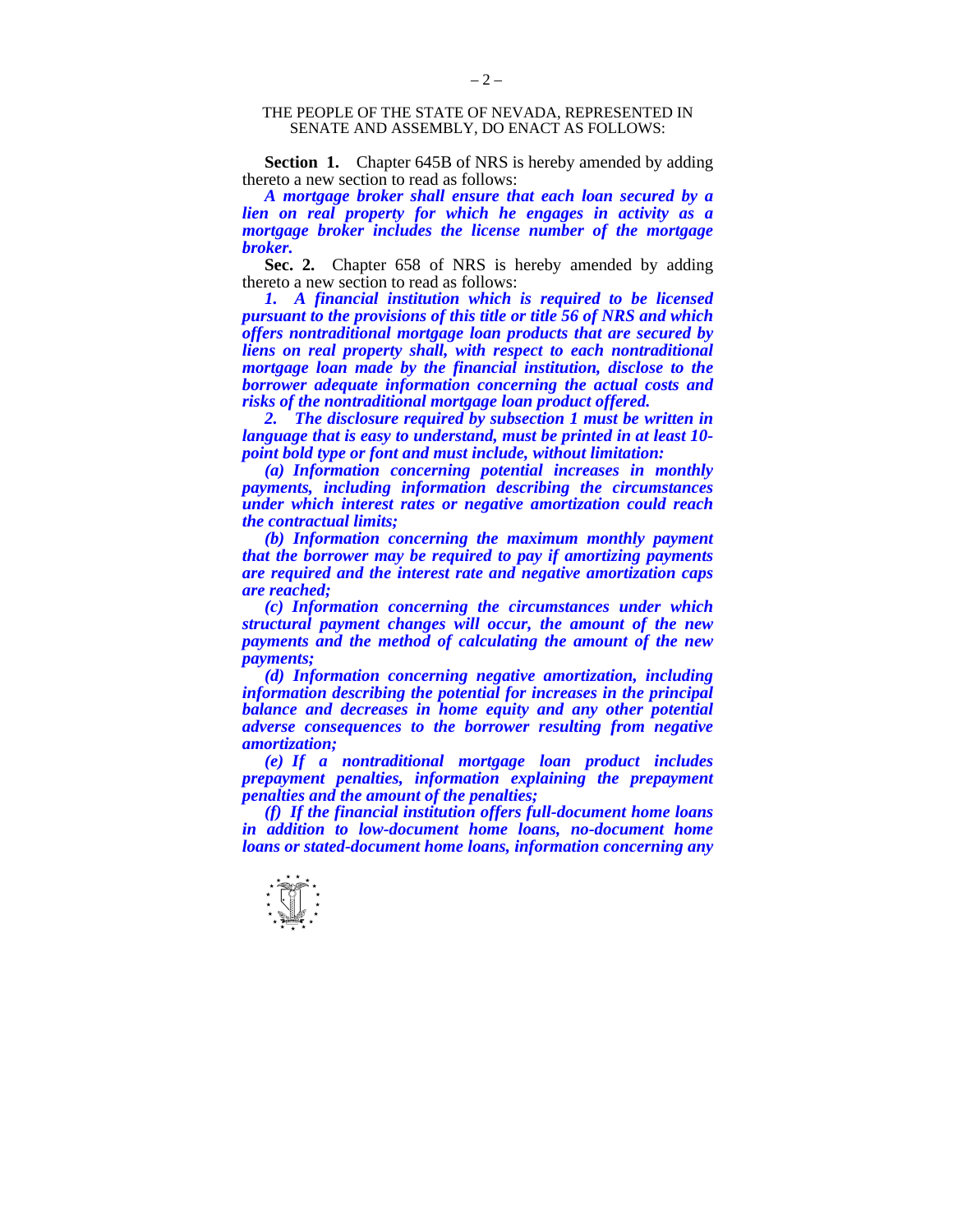THE PEOPLE OF THE STATE OF NEVADA, REPRESENTED IN SENATE AND ASSEMBLY, DO ENACT AS FOLLOWS:

**Section 1.** Chapter 645B of NRS is hereby amended by adding thereto a new section to read as follows:

***A mortgage broker shall ensure that each loan secured by a lien on real property for which he engages in activity as a mortgage broker includes the license number of the mortgage broker.***

**Sec. 2.** Chapter 658 of NRS is hereby amended by adding thereto a new section to read as follows:

***1. A financial institution which is required to be licensed pursuant to the provisions of this title or title 56 of NRS and which offers nontraditional mortgage loan products that are secured by liens on real property shall, with respect to each nontraditional mortgage loan made by the financial institution, disclose to the borrower adequate information concerning the actual costs and risks of the nontraditional mortgage loan product offered.***

***2. The disclosure required by subsection 1 must be written in language that is easy to understand, must be printed in at least 10-point bold type or font and must include, without limitation:***

***(a) Information concerning potential increases in monthly payments, including information describing the circumstances under which interest rates or negative amortization could reach the contractual limits;***

***(b) Information concerning the maximum monthly payment that the borrower may be required to pay if amortizing payments are required and the interest rate and negative amortization caps are reached;***

***(c) Information concerning the circumstances under which structural payment changes will occur, the amount of the new payments and the method of calculating the amount of the new payments;***

***(d) Information concerning negative amortization, including information describing the potential for increases in the principal balance and decreases in home equity and any other potential adverse consequences to the borrower resulting from negative amortization;***

***(e) If a nontraditional mortgage loan product includes prepayment penalties, information explaining the prepayment penalties and the amount of the penalties;***

***(f) If the financial institution offers full-document home loans in addition to low-document home loans, no-document home loans or stated-document home loans, information concerning any***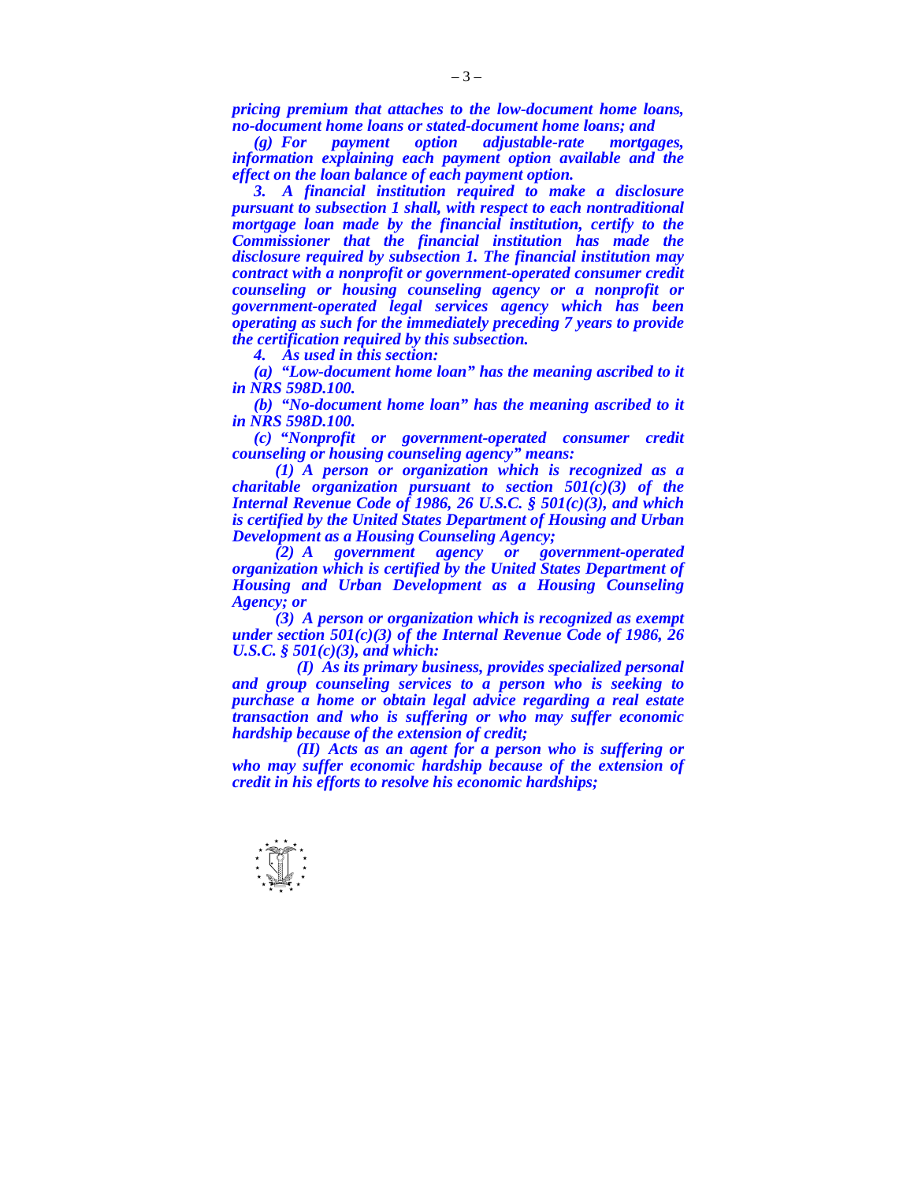*pricing premium that attaches to the low-document home loans, no-document home loans or stated-document home loans; and*

*(g) For payment option adjustable-rate mortgages, information explaining each payment option available and the effect on the loan balance of each payment option.*

*3. A financial institution required to make a disclosure pursuant to subsection 1 shall, with respect to each nontraditional mortgage loan made by the financial institution, certify to the Commissioner that the financial institution has made the disclosure required by subsection 1. The financial institution may contract with a nonprofit or government-operated consumer credit counseling or housing counseling agency or a nonprofit or government-operated legal services agency which has been operating as such for the immediately preceding 7 years to provide the certification required by this subsection.*

*4. As used in this section:*

*(a) "Low-document home loan" has the meaning ascribed to it in NRS 598D.100.*

*(b) "No-document home loan" has the meaning ascribed to it in NRS 598D.100.*

*(c) "Nonprofit or government-operated consumer credit counseling or housing counseling agency" means:*

*(1) A person or organization which is recognized as a charitable organization pursuant to section 501(c)(3) of the Internal Revenue Code of 1986, 26 U.S.C. § 501(c)(3), and which is certified by the United States Department of Housing and Urban Development as a Housing Counseling Agency;*

*(2) A government agency or government-operated organization which is certified by the United States Department of Housing and Urban Development as a Housing Counseling Agency; or*

*(3) A person or organization which is recognized as exempt under section 501(c)(3) of the Internal Revenue Code of 1986, 26 U.S.C. § 501(c)(3), and which:*

*(I) As its primary business, provides specialized personal and group counseling services to a person who is seeking to purchase a home or obtain legal advice regarding a real estate transaction and who is suffering or who may suffer economic hardship because of the extension of credit;*

*(II) Acts as an agent for a person who is suffering or who may suffer economic hardship because of the extension of credit in his efforts to resolve his economic hardships;*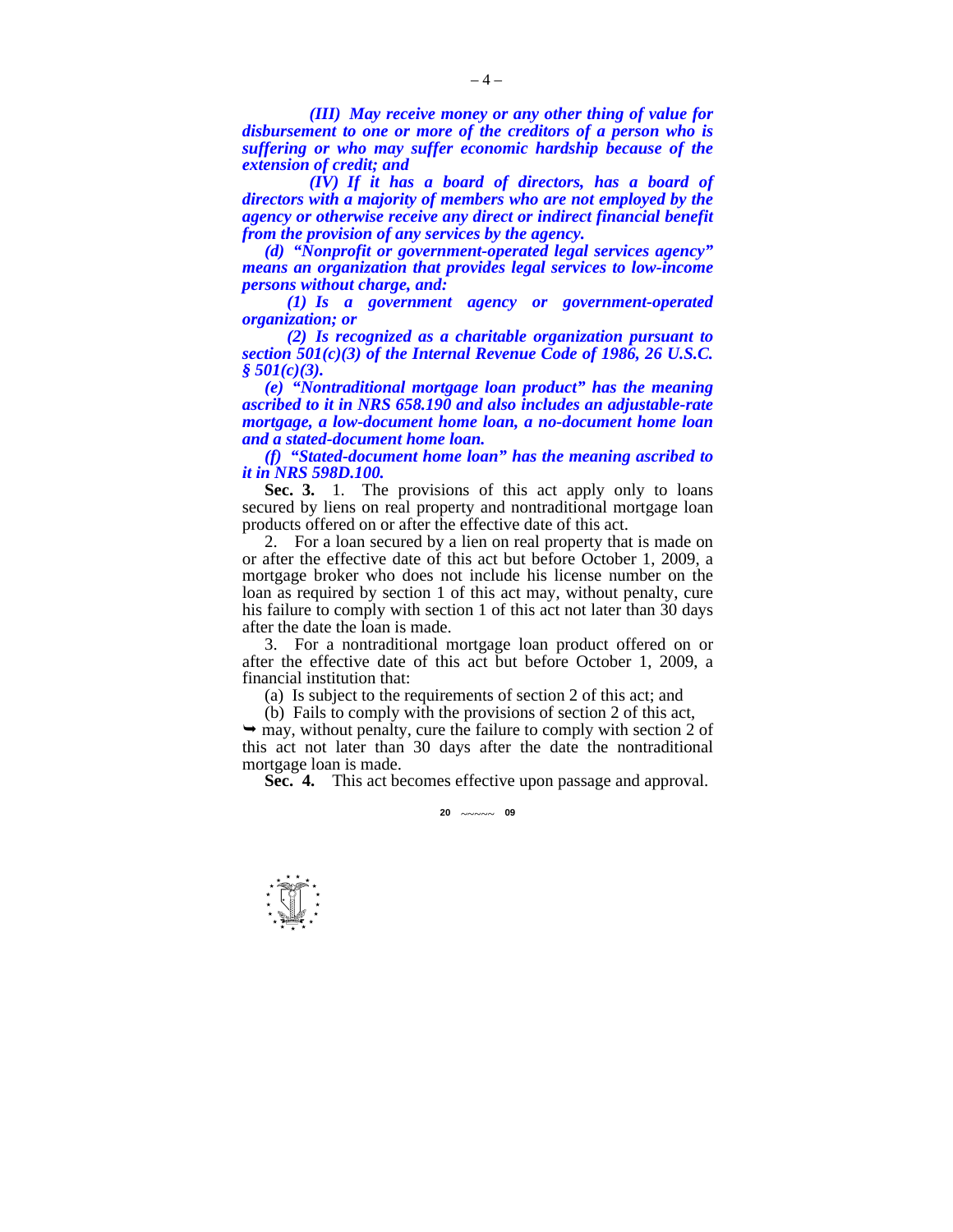***(III) May receive money or any other thing of value for disbursement to one or more of the creditors of a person who is suffering or who may suffer economic hardship because of the extension of credit; and***

***(IV) If it has a board of directors, has a board of directors with a majority of members who are not employed by the agency or otherwise receive any direct or indirect financial benefit from the provision of any services by the agency.***

***(d) "Nonprofit or government-operated legal services agency" means an organization that provides legal services to low-income persons without charge, and:***

***(1) Is a government agency or government-operated organization; or***

***(2) Is recognized as a charitable organization pursuant to section 501(c)(3) of the Internal Revenue Code of 1986, 26 U.S.C. § 501(c)(3).***

***(e) "Nontraditional mortgage loan product" has the meaning ascribed to it in NRS 658.190 and also includes an adjustable-rate mortgage, a low-document home loan, a no-document home loan and a stated-document home loan.***

***(f) "Stated-document home loan" has the meaning ascribed to it in NRS 598D.100.***

**Sec. 3.** 1. The provisions of this act apply only to loans secured by liens on real property and nontraditional mortgage loan products offered on or after the effective date of this act.

2. For a loan secured by a lien on real property that is made on or after the effective date of this act but before October 1, 2009, a mortgage broker who does not include his license number on the loan as required by section 1 of this act may, without penalty, cure his failure to comply with section 1 of this act not later than 30 days after the date the loan is made.

3. For a nontraditional mortgage loan product offered on or after the effective date of this act but before October 1, 2009, a financial institution that:

(a) Is subject to the requirements of section 2 of this act; and

(b) Fails to comply with the provisions of section 2 of this act,

➥ may, without penalty, cure the failure to comply with section 2 of this act not later than 30 days after the date the nontraditional mortgage loan is made.

**Sec. 4.** This act becomes effective upon passage and approval.

20 ~~~~~ 09